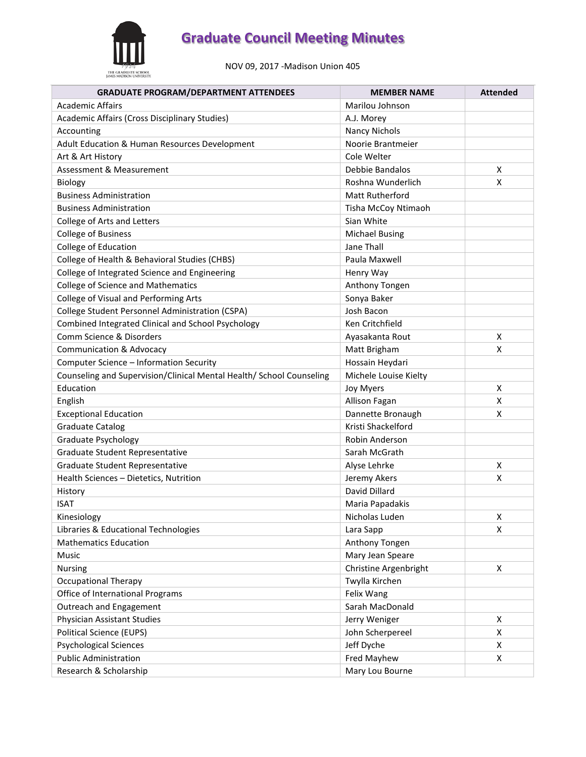# Graduate Council Meeting Minutes

NOV 09, 2017 -Madison Union 405

| GRADUATE PROGRAM/DEPARTMENT ATTENDEES | MEMBER NAME | Attended |
|---|---|---|
| Academic Affairs | Marilou Johnson | |
| Academic Affairs (Cross Disciplinary Studies) | A.J. Morey | |
| Accounting | Nancy Nichols | |
| Adult Education & Human Resources Development | Noorie Brantmeier | |
| Art & Art History | Cole Welter | |
| Assessment & Measurement | Debbie Bandalos | X |
| Biology | Roshna Wunderlich | X |
| Business Administration | Matt Rutherford | |
| Business Administration | Tisha McCoy Ntimaoh | |
| College of Arts and Letters | Sian White | |
| College of Business | Michael Busing | |
| College of Education | Jane Thall | |
| College of Health & Behavioral Studies (CHBS) | Paula Maxwell | |
| College of Integrated Science and Engineering | Henry Way | |
| College of Science and Mathematics | Anthony Tongen | |
| College of Visual and Performing Arts | Sonya Baker | |
| College Student Personnel Administration (CSPA) | Josh Bacon | |
| Combined Integrated Clinical and School Psychology | Ken Critchfield | |
| Comm Science & Disorders | Ayasakanta Rout | X |
| Communication & Advocacy | Matt Brigham | X |
| Computer Science – Information Security | Hossain Heydari | |
| Counseling and Supervision/Clinical Mental Health/ School Counseling | Michele Louise Kielty | |
| Education | Joy Myers | X |
| English | Allison Fagan | X |
| Exceptional Education | Dannette Bronaugh | X |
| Graduate Catalog | Kristi Shackelford | |
| Graduate Psychology | Robin Anderson | |
| Graduate Student Representative | Sarah McGrath | |
| Graduate Student Representative | Alyse Lehrke | X |
| Health Sciences – Dietetics, Nutrition | Jeremy Akers | X |
| History | David Dillard | |
| ISAT | Maria Papadakis | |
| Kinesiology | Nicholas Luden | X |
| Libraries & Educational Technologies | Lara Sapp | X |
| Mathematics Education | Anthony Tongen | |
| Music | Mary Jean Speare | |
| Nursing | Christine Argenbright | X |
| Occupational Therapy | Twylla Kirchen | |
| Office of International Programs | Felix Wang | |
| Outreach and Engagement | Sarah MacDonald | |
| Physician Assistant Studies | Jerry Weniger | X |
| Political Science (EUPS) | John Scherpereel | X |
| Psychological Sciences | Jeff Dyche | X |
| Public Administration | Fred Mayhew | X |
| Research & Scholarship | Mary Lou Bourne | |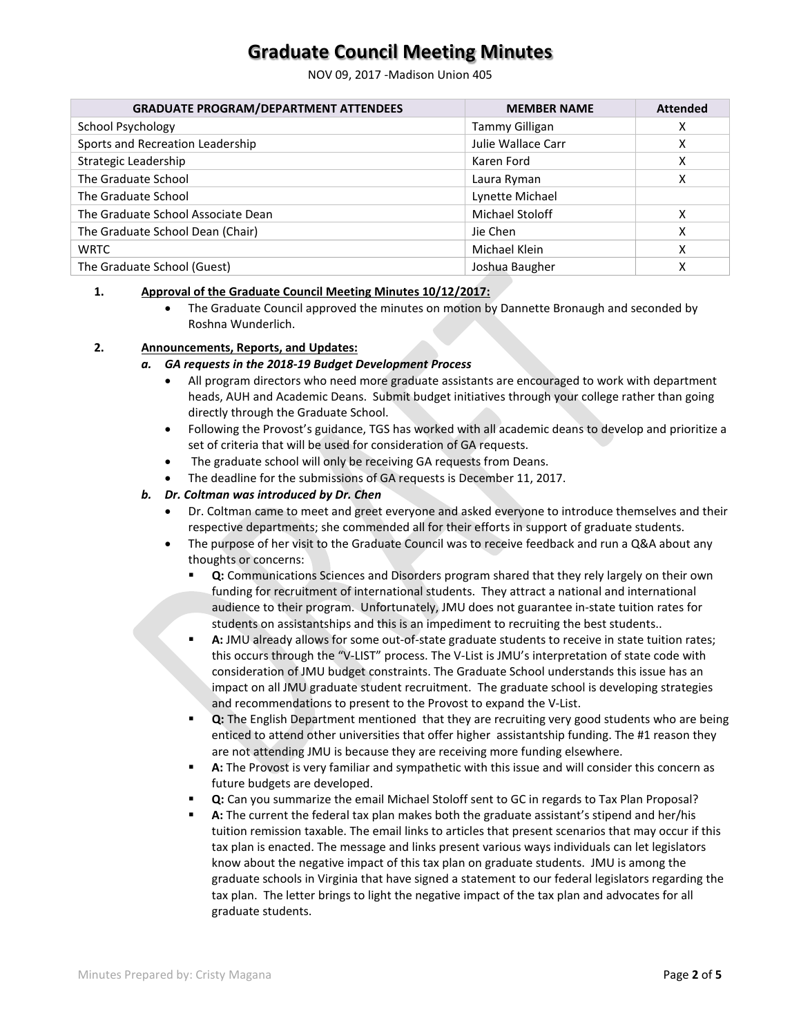# Graduate Council Meeting Minutes

NOV 09, 2017 -Madison Union 405

| GRADUATE PROGRAM/DEPARTMENT ATTENDEES | MEMBER NAME | Attended |
|---|---|---|
| School Psychology | Tammy Gilligan | X |
| Sports and Recreation Leadership | Julie Wallace Carr | X |
| Strategic Leadership | Karen Ford | X |
| The Graduate School | Laura Ryman | X |
| The Graduate School | Lynette Michael | |
| The Graduate School Associate Dean | Michael Stoloff | X |
| The Graduate School Dean (Chair) | Jie Chen | X |
| WRTC | Michael Klein | X |
| The Graduate School (Guest) | Joshua Baugher | X |

1. **Approval of the Graduate Council Meeting Minutes 10/12/2017:**
   - The Graduate Council approved the minutes on motion by Dannette Bronaugh and seconded by Roshna Wunderlich.

2. **Announcements, Reports, and Updates:**

   a. ***GA requests in the 2018-19 Budget Development Process***
   - All program directors who need more graduate assistants are encouraged to work with department heads, AUH and Academic Deans. Submit budget initiatives through your college rather than going directly through the Graduate School.
   - Following the Provost's guidance, TGS has worked with all academic deans to develop and prioritize a set of criteria that will be used for consideration of GA requests.
   - The graduate school will only be receiving GA requests from Deans.
   - The deadline for the submissions of GA requests is December 11, 2017.

   b. ***Dr. Coltman was introduced by Dr. Chen***
   - Dr. Coltman came to meet and greet everyone and asked everyone to introduce themselves and their respective departments; she commended all for their efforts in support of graduate students.
   - The purpose of her visit to the Graduate Council was to receive feedback and run a Q&A about any thoughts or concerns:
     - **Q:** Communications Sciences and Disorders program shared that they rely largely on their own funding for recruitment of international students. They attract a national and international audience to their program. Unfortunately, JMU does not guarantee in-state tuition rates for students on assistantships and this is an impediment to recruiting the best students..
     - **A:** JMU already allows for some out-of-state graduate students to receive in state tuition rates; this occurs through the "V-LIST" process. The V-List is JMU's interpretation of state code with consideration of JMU budget constraints. The Graduate School understands this issue has an impact on all JMU graduate student recruitment. The graduate school is developing strategies and recommendations to present to the Provost to expand the V-List.
     - **Q:** The English Department mentioned that they are recruiting very good students who are being enticed to attend other universities that offer higher assistantship funding. The #1 reason they are not attending JMU is because they are receiving more funding elsewhere.
     - **A:** The Provost is very familiar and sympathetic with this issue and will consider this concern as future budgets are developed.
     - **Q:** Can you summarize the email Michael Stoloff sent to GC in regards to Tax Plan Proposal?
     - **A:** The current the federal tax plan makes both the graduate assistant's stipend and her/his tuition remission taxable. The email links to articles that present scenarios that may occur if this tax plan is enacted. The message and links present various ways individuals can let legislators know about the negative impact of this tax plan on graduate students. JMU is among the graduate schools in Virginia that have signed a statement to our federal legislators regarding the tax plan. The letter brings to light the negative impact of the tax plan and advocates for all graduate students.

Minutes Prepared by: Cristy Magana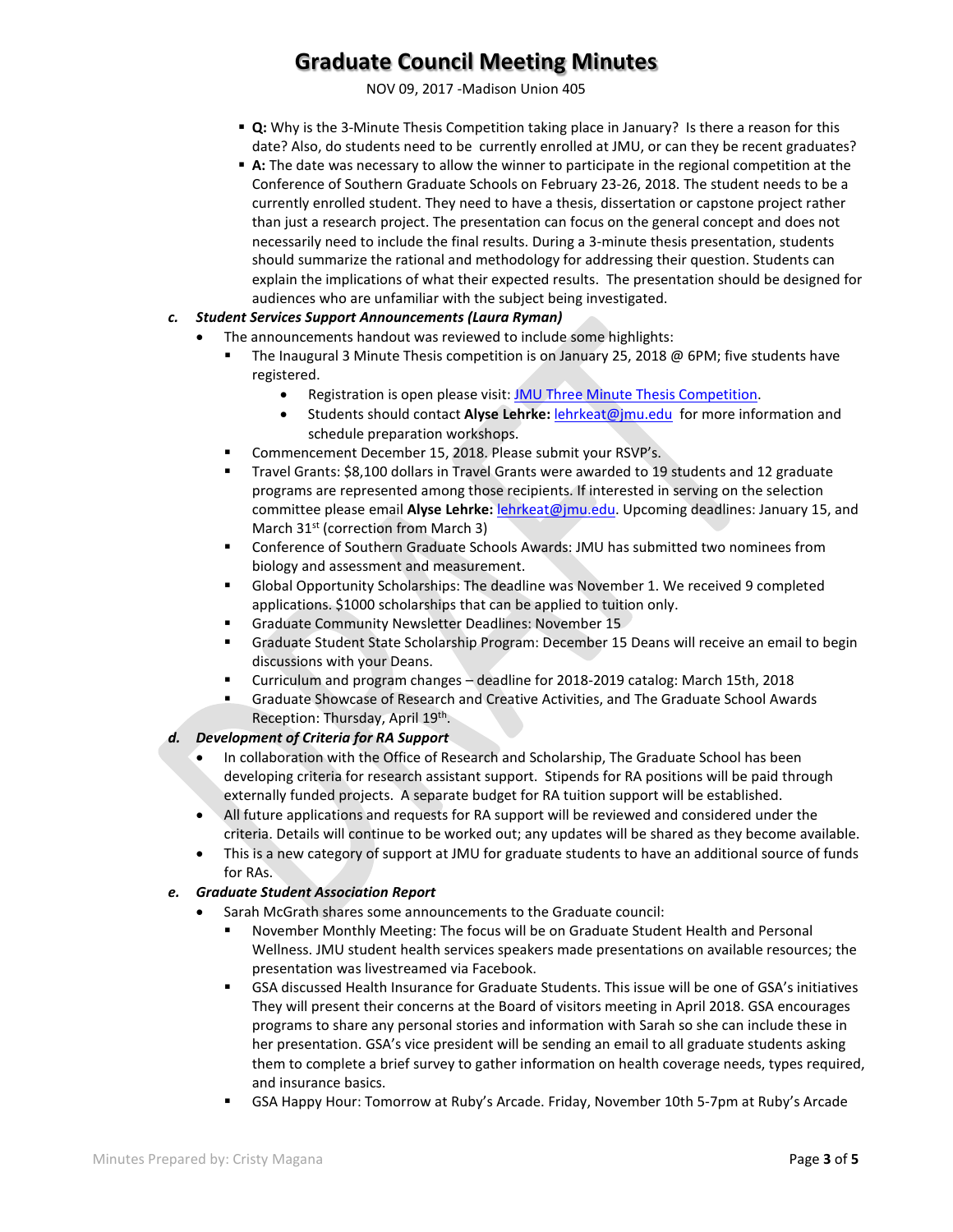- **Q:** Why is the 3-Minute Thesis Competition taking place in January? Is there a reason for this date? Also, do students need to be currently enrolled at JMU, or can they be recent graduates?
- **A:** The date was necessary to allow the winner to participate in the regional competition at the Conference of Southern Graduate Schools on February 23-26, 2018. The student needs to be a currently enrolled student. They need to have a thesis, dissertation or capstone project rather than just a research project. The presentation can focus on the general concept and does not necessarily need to include the final results. During a 3-minute thesis presentation, students should summarize the rational and methodology for addressing their question. Students can explain the implications of what their expected results. The presentation should be designed for audiences who are unfamiliar with the subject being investigated.

**c. *Student Services Support Announcements (Laura Ryman)***

- The announcements handout was reviewed to include some highlights:
  - The Inaugural 3 Minute Thesis competition is on January 25, 2018 @ 6PM; five students have registered.
    - Registration is open please visit: JMU Three Minute Thesis Competition.
    - Students should contact **Alyse Lehrke:** lehrkeat@jmu.edu for more information and schedule preparation workshops.
  - Commencement December 15, 2018. Please submit your RSVP's.
  - Travel Grants: $8,100 dollars in Travel Grants were awarded to 19 students and 12 graduate programs are represented among those recipients. If interested in serving on the selection committee please email **Alyse Lehrke:** lehrkeat@jmu.edu. Upcoming deadlines: January 15, and March 31st (correction from March 3)
  - Conference of Southern Graduate Schools Awards: JMU has submitted two nominees from biology and assessment and measurement.
  - Global Opportunity Scholarships: The deadline was November 1. We received 9 completed applications. $1000 scholarships that can be applied to tuition only.
  - Graduate Community Newsletter Deadlines: November 15
  - Graduate Student State Scholarship Program: December 15 Deans will receive an email to begin discussions with your Deans.
  - Curriculum and program changes – deadline for 2018-2019 catalog: March 15th, 2018
  - Graduate Showcase of Research and Creative Activities, and The Graduate School Awards Reception: Thursday, April 19th.

**d. *Development of Criteria for RA Support***

- In collaboration with the Office of Research and Scholarship, The Graduate School has been developing criteria for research assistant support. Stipends for RA positions will be paid through externally funded projects. A separate budget for RA tuition support will be established.
- All future applications and requests for RA support will be reviewed and considered under the criteria. Details will continue to be worked out; any updates will be shared as they become available.
- This is a new category of support at JMU for graduate students to have an additional source of funds for RAs.

**e. *Graduate Student Association Report***

- Sarah McGrath shares some announcements to the Graduate council:
  - November Monthly Meeting: The focus will be on Graduate Student Health and Personal Wellness. JMU student health services speakers made presentations on available resources; the presentation was livestreamed via Facebook.
  - GSA discussed Health Insurance for Graduate Students. This issue will be one of GSA's initiatives They will present their concerns at the Board of visitors meeting in April 2018. GSA encourages programs to share any personal stories and information with Sarah so she can include these in her presentation. GSA's vice president will be sending an email to all graduate students asking them to complete a brief survey to gather information on health coverage needs, types required, and insurance basics.
  - GSA Happy Hour: Tomorrow at Ruby's Arcade. Friday, November 10th 5-7pm at Ruby's Arcade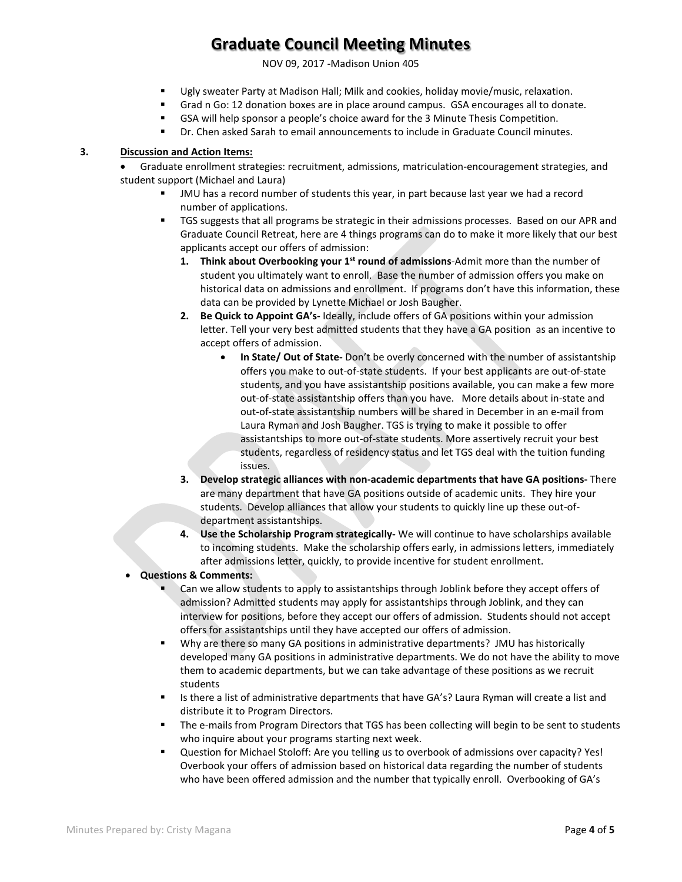- Ugly sweater Party at Madison Hall; Milk and cookies, holiday movie/music, relaxation.
- Grad n Go: 12 donation boxes are in place around campus. GSA encourages all to donate.
- GSA will help sponsor a people's choice award for the 3 Minute Thesis Competition.
- Dr. Chen asked Sarah to email announcements to include in Graduate Council minutes.

**3. Discussion and Action Items:**

- Graduate enrollment strategies: recruitment, admissions, matriculation-encouragement strategies, and student support (Michael and Laura)
  - JMU has a record number of students this year, in part because last year we had a record number of applications.
  - TGS suggests that all programs be strategic in their admissions processes. Based on our APR and Graduate Council Retreat, here are 4 things programs can do to make it more likely that our best applicants accept our offers of admission:
    1. **Think about Overbooking your 1st round of admissions**-Admit more than the number of student you ultimately want to enroll. Base the number of admission offers you make on historical data on admissions and enrollment. If programs don't have this information, these data can be provided by Lynette Michael or Josh Baugher.
    2. **Be Quick to Appoint GA's-** Ideally, include offers of GA positions within your admission letter. Tell your very best admitted students that they have a GA position as an incentive to accept offers of admission.
       - **In State/ Out of State-** Don't be overly concerned with the number of assistantship offers you make to out-of-state students. If your best applicants are out-of-state students, and you have assistantship positions available, you can make a few more out-of-state assistantship offers than you have. More details about in-state and out-of-state assistantship numbers will be shared in December in an e-mail from Laura Ryman and Josh Baugher. TGS is trying to make it possible to offer assistantships to more out-of-state students. More assertively recruit your best students, regardless of residency status and let TGS deal with the tuition funding issues.
    3. **Develop strategic alliances with non-academic departments that have GA positions-** There are many department that have GA positions outside of academic units. They hire your students. Develop alliances that allow your students to quickly line up these out-of-department assistantships.
    4. **Use the Scholarship Program strategically-** We will continue to have scholarships available to incoming students. Make the scholarship offers early, in admissions letters, immediately after admissions letter, quickly, to provide incentive for student enrollment.
- **Questions & Comments:**
  - Can we allow students to apply to assistantships through Joblink before they accept offers of admission? Admitted students may apply for assistantships through Joblink, and they can interview for positions, before they accept our offers of admission. Students should not accept offers for assistantships until they have accepted our offers of admission.
  - Why are there so many GA positions in administrative departments? JMU has historically developed many GA positions in administrative departments. We do not have the ability to move them to academic departments, but we can take advantage of these positions as we recruit students
  - Is there a list of administrative departments that have GA's? Laura Ryman will create a list and distribute it to Program Directors.
  - The e-mails from Program Directors that TGS has been collecting will begin to be sent to students who inquire about your programs starting next week.
  - Question for Michael Stoloff: Are you telling us to overbook of admissions over capacity? Yes! Overbook your offers of admission based on historical data regarding the number of students who have been offered admission and the number that typically enroll. Overbooking of GA's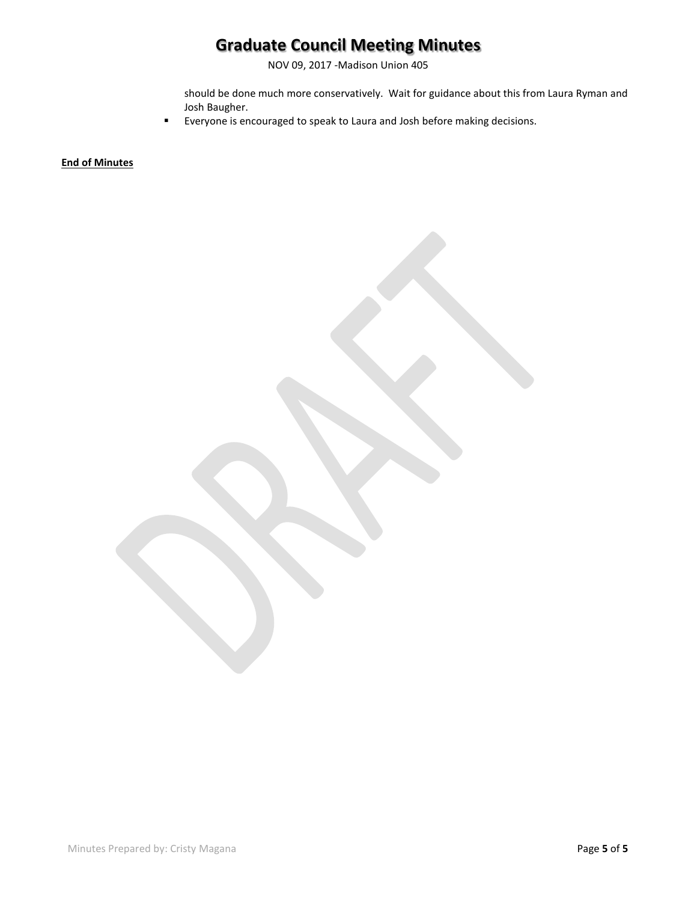should be done much more conservatively. Wait for guidance about this from Laura Ryman and Josh Baugher.

- Everyone is encouraged to speak to Laura and Josh before making decisions.

**End of Minutes**